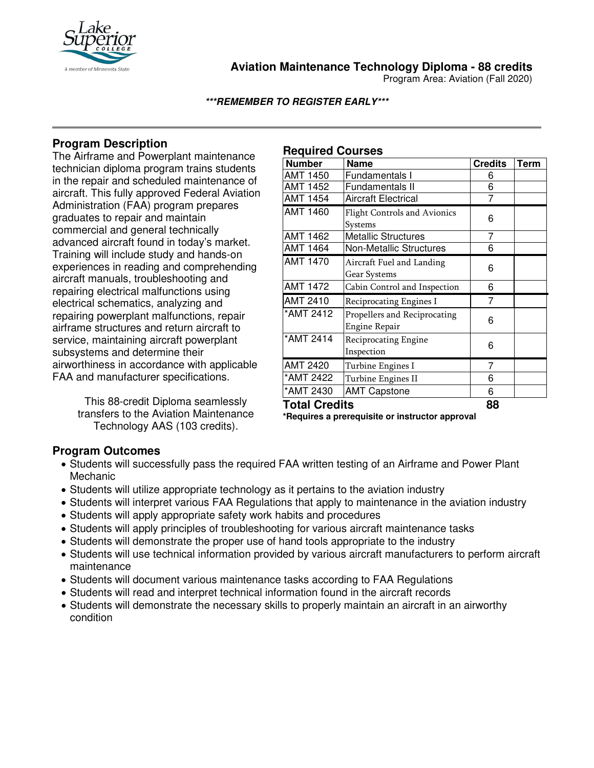# Aviation Maintenance Technology Diploma - 88 credits

Program Area: Aviation (Fall 2020)

***REMEMBER TO REGISTER EARLY***

## Program Description

The Airframe and Powerplant maintenance technician diploma program trains students in the repair and scheduled maintenance of aircraft. This fully approved Federal Aviation Administration (FAA) program prepares graduates to repair and maintain commercial and general technically advanced aircraft found in today's market. Training will include study and hands-on experiences in reading and comprehending aircraft manuals, troubleshooting and repairing electrical malfunctions using electrical schematics, analyzing and repairing powerplant malfunctions, repair airframe structures and return aircraft to service, maintaining aircraft powerplant subsystems and determine their airworthiness in accordance with applicable FAA and manufacturer specifications.

This 88-credit Diploma seamlessly transfers to the Aviation Maintenance Technology AAS (103 credits).

## Required Courses

| Number | Name | Credits | Term |
|---|---|---|---|
| AMT 1450 | Fundamentals I | 6 | |
| AMT 1452 | Fundamentals II | 6 | |
| AMT 1454 | Aircraft Electrical | 7 | |
| AMT 1460 | Flight Controls and Avionics Systems | 6 | |
| AMT 1462 | Metallic Structures | 7 | |
| AMT 1464 | Non-Metallic Structures | 6 | |
| AMT 1470 | Aircraft Fuel and Landing Gear Systems | 6 | |
| AMT 1472 | Cabin Control and Inspection | 6 | |
| AMT 2410 | Reciprocating Engines I | 7 | |
| *AMT 2412 | Propellers and Reciprocating Engine Repair | 6 | |
| *AMT 2414 | Reciprocating Engine Inspection | 6 | |
| AMT 2420 | Turbine Engines I | 7 | |
| *AMT 2422 | Turbine Engines II | 6 | |
| *AMT 2430 | AMT Capstone | 6 | |
| **Total Credits** | | **88** | |

***Requires a prerequisite or instructor approval**

## Program Outcomes

- Students will successfully pass the required FAA written testing of an Airframe and Power Plant Mechanic
- Students will utilize appropriate technology as it pertains to the aviation industry
- Students will interpret various FAA Regulations that apply to maintenance in the aviation industry
- Students will apply appropriate safety work habits and procedures
- Students will apply principles of troubleshooting for various aircraft maintenance tasks
- Students will demonstrate the proper use of hand tools appropriate to the industry
- Students will use technical information provided by various aircraft manufacturers to perform aircraft maintenance
- Students will document various maintenance tasks according to FAA Regulations
- Students will read and interpret technical information found in the aircraft records
- Students will demonstrate the necessary skills to properly maintain an aircraft in an airworthy condition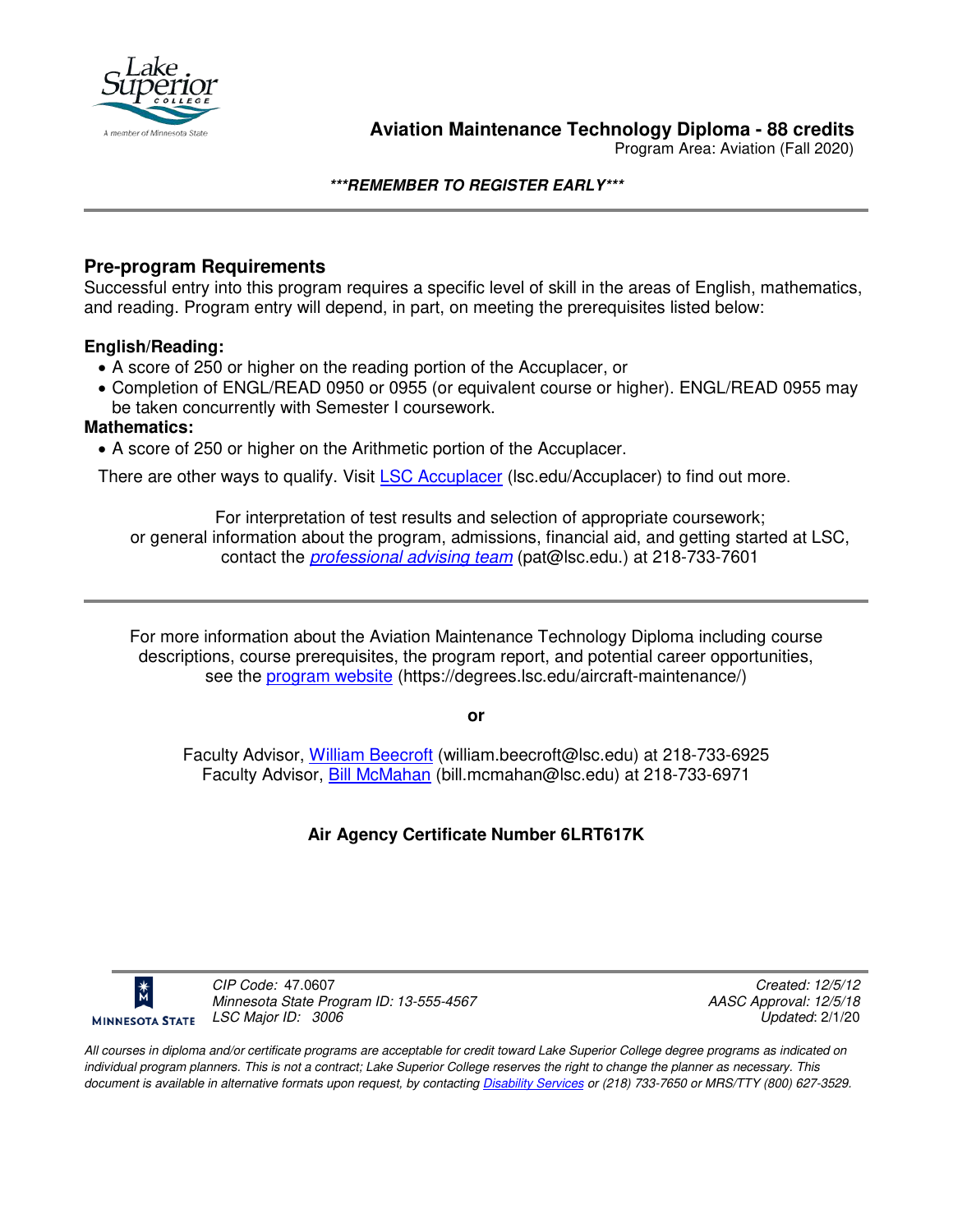## Aviation Maintenance Technology Diploma - 88 credits

Program Area: Aviation (Fall 2020)

***REMEMBER TO REGISTER EARLY***

---

## Pre-program Requirements

Successful entry into this program requires a specific level of skill in the areas of English, mathematics, and reading. Program entry will depend, in part, on meeting the prerequisites listed below:

**English/Reading:**

- A score of 250 or higher on the reading portion of the Accuplacer, or
- Completion of ENGL/READ 0950 or 0955 (or equivalent course or higher). ENGL/READ 0955 may be taken concurrently with Semester I coursework.

**Mathematics:**

- A score of 250 or higher on the Arithmetic portion of the Accuplacer.

There are other ways to qualify. Visit LSC Accuplacer (lsc.edu/Accuplacer) to find out more.

For interpretation of test results and selection of appropriate coursework; or general information about the program, admissions, financial aid, and getting started at LSC, contact the *professional advising team* (pat@lsc.edu.) at 218-733-7601

---

For more information about the Aviation Maintenance Technology Diploma including course descriptions, course prerequisites, the program report, and potential career opportunities, see the program website (https://degrees.lsc.edu/aircraft-maintenance/)

**or**

Faculty Advisor, William Beecroft (william.beecroft@lsc.edu) at 218-733-6925
Faculty Advisor, Bill McMahan (bill.mcmahan@lsc.edu) at 218-733-6971

**Air Agency Certificate Number 6LRT617K**

*CIP Code:* 47.0607
*Minnesota State Program ID: 13-555-4567*
*LSC Major ID: 3006*

*Created: 12/5/12*
*AASC Approval: 12/5/18*
*Updated*: 2/1/20

*All courses in diploma and/or certificate programs are acceptable for credit toward Lake Superior College degree programs as indicated on individual program planners. This is not a contract; Lake Superior College reserves the right to change the planner as necessary. This document is available in alternative formats upon request, by contacting Disability Services or (218) 733-7650 or MRS/TTY (800) 627-3529.*